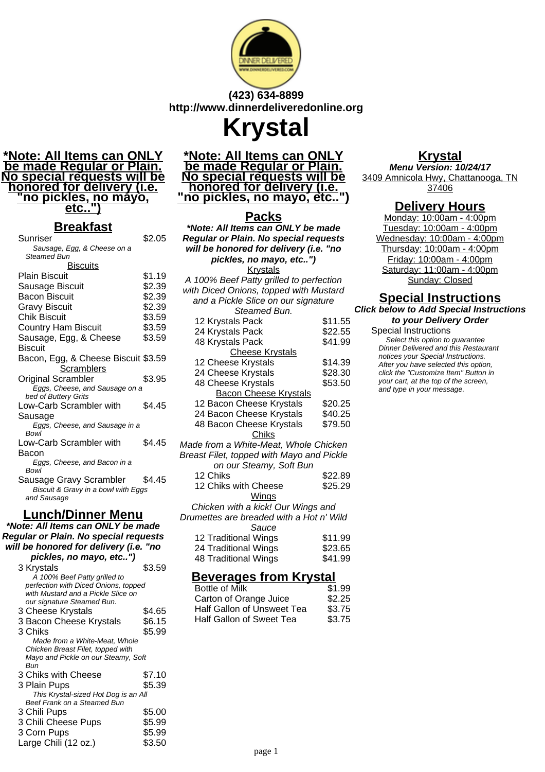**(423) 634-8899**
**http://www.dinnerdeliveredonline.org**

# Krystal

**\*Note: All Items can ONLY be made Regular or Plain. No special requests will be honored for delivery (i.e. "no pickles, no mayo, etc..")**

## Breakfast

| Item | Price |
|---|---|
| Sunriser<br>*Sausage, Egg, & Cheese on a Steamed Bun* | $2.05 |

### Biscuits

| Item | Price |
|---|---|
| Plain Biscuit | $1.19 |
| Sausage Biscuit | $2.39 |
| Bacon Biscuit | $2.39 |
| Gravy Biscuit | $2.39 |
| Chik Biscuit | $3.59 |
| Country Ham Biscuit | $3.59 |
| Sausage, Egg, & Cheese Biscuit | $3.59 |
| Bacon, Egg, & Cheese Biscuit | $3.59 |

### Scramblers

| Item | Price |
|---|---|
| Original Scrambler<br>*Eggs, Cheese, and Sausage on a bed of Buttery Grits* | $3.95 |
| Low-Carb Scrambler with Sausage<br>*Eggs, Cheese, and Sausage in a Bowl* | $4.45 |
| Low-Carb Scrambler with Bacon<br>*Eggs, Cheese, and Bacon in a Bowl* | $4.45 |
| Sausage Gravy Scrambler<br>*Biscuit & Gravy in a bowl with Eggs and Sausage* | $4.45 |

## Lunch/Dinner Menu

***\*Note: All Items can ONLY be made Regular or Plain. No special requests will be honored for delivery (i.e. "no pickles, no mayo, etc..")***

| Item | Price |
|---|---|
| 3 Krystals<br>*A 100% Beef Patty grilled to perfection with Diced Onions, topped with Mustard and a Pickle Slice on our signature Steamed Bun.* | $3.59 |
| 3 Cheese Krystals | $4.65 |
| 3 Bacon Cheese Krystals | $6.15 |
| 3 Chiks<br>*Made from a White-Meat, Whole Chicken Breast Filet, topped with Mayo and Pickle on our Steamy, Soft Bun* | $5.99 |
| 3 Chiks with Cheese | $7.10 |
| 3 Plain Pups<br>*This Krystal-sized Hot Dog is an All Beef Frank on a Steamed Bun* | $5.39 |
| 3 Chili Pups | $5.00 |
| 3 Chili Cheese Pups | $5.99 |
| 3 Corn Pups | $5.99 |
| Large Chili (12 oz.) | $3.50 |

**\*Note: All Items can ONLY be made Regular or Plain. No special requests will be honored for delivery (i.e. "no pickles, no mayo, etc..")**

## Packs

***\*Note: All Items can ONLY be made Regular or Plain. No special requests will be honored for delivery (i.e. "no pickles, no mayo, etc..")***

### Krystals

*A 100% Beef Patty grilled to perfection with Diced Onions, topped with Mustard and a Pickle Slice on our signature Steamed Bun.*

| Item | Price |
|---|---|
| 12 Krystals Pack | $11.55 |
| 24 Krystals Pack | $22.55 |
| 48 Krystals Pack | $41.99 |

### Cheese Krystals

| Item | Price |
|---|---|
| 12 Cheese Krystals | $14.39 |
| 24 Cheese Krystals | $28.30 |
| 48 Cheese Krystals | $53.50 |

### Bacon Cheese Krystals

| Item | Price |
|---|---|
| 12 Bacon Cheese Krystals | $20.25 |
| 24 Bacon Cheese Krystals | $40.25 |
| 48 Bacon Cheese Krystals | $79.50 |

### Chiks

*Made from a White-Meat, Whole Chicken Breast Filet, topped with Mayo and Pickle on our Steamy, Soft Bun*

| Item | Price |
|---|---|
| 12 Chiks | $22.89 |
| 12 Chiks with Cheese | $25.29 |

### Wings

*Chicken with a kick! Our Wings and Drumettes are breaded with a Hot n' Wild Sauce*

| Item | Price |
|---|---|
| 12 Traditional Wings | $11.99 |
| 24 Traditional Wings | $23.65 |
| 48 Traditional Wings | $41.99 |

## Beverages from Krystal

| Item | Price |
|---|---|
| Bottle of Milk | $1.99 |
| Carton of Orange Juice | $2.25 |
| Half Gallon of Unsweet Tea | $3.75 |
| Half Gallon of Sweet Tea | $3.75 |

## Krystal

***Menu Version: 10/24/17***

3409 Amnicola Hwy, Chattanooga, TN 37406

## Delivery Hours

Monday: 10:00am - 4:00pm
Tuesday: 10:00am - 4:00pm
Wednesday: 10:00am - 4:00pm
Thursday: 10:00am - 4:00pm
Friday: 10:00am - 4:00pm
Saturday: 11:00am - 4:00pm
Sunday: Closed

## Special Instructions

***Click below to Add Special Instructions to your Delivery Order***

Special Instructions
*Select this option to guarantee Dinner Delivered and this Restaurant notices your Special Instructions. After you have selected this option, click the "Customize Item" Button in your cart, at the top of the screen, and type in your message.*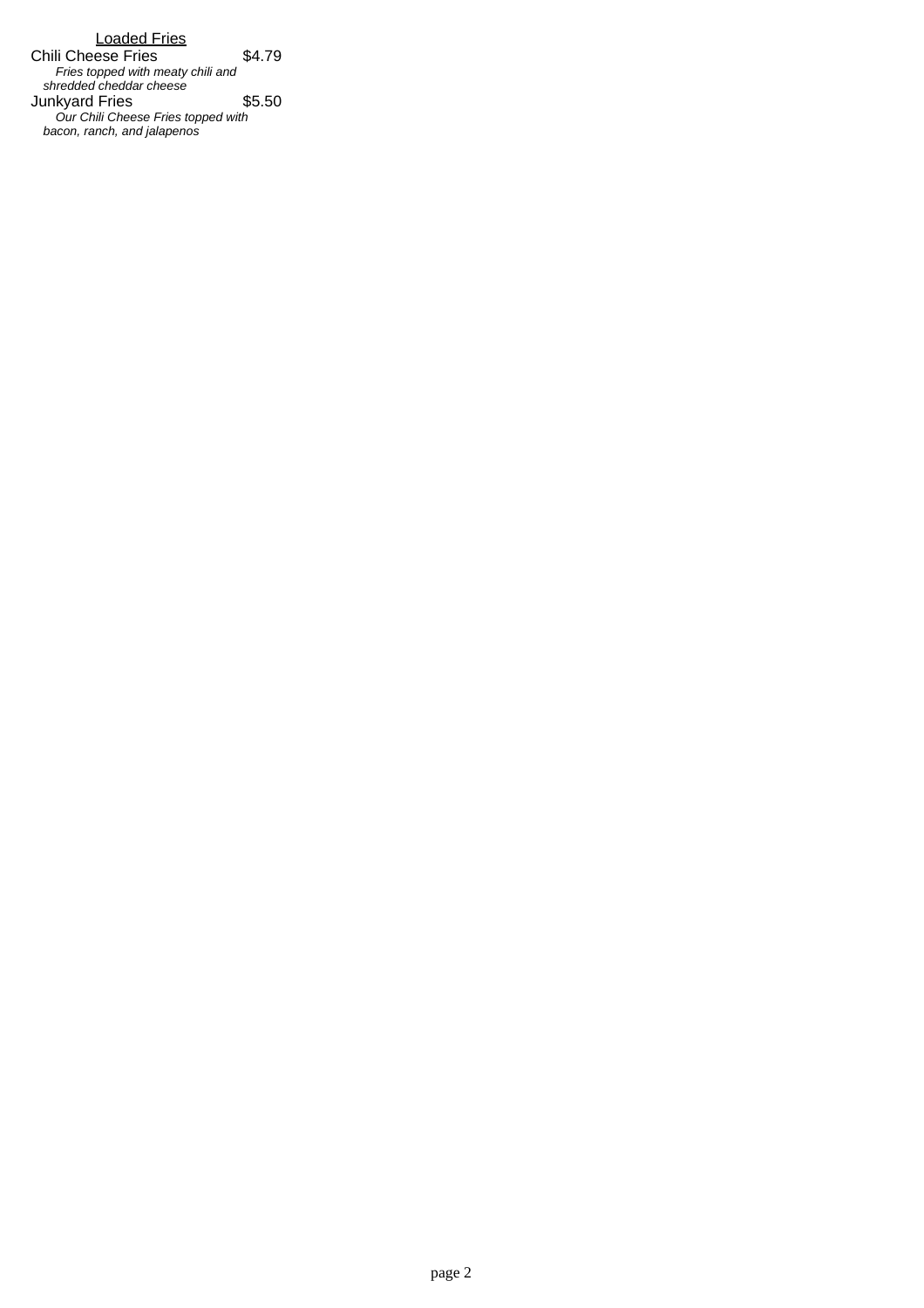## Loaded Fries

Chili Cheese Fries $4.79

*Fries topped with meaty chili and shredded cheddar cheese*

Junkyard Fries $5.50

*Our Chili Cheese Fries topped with bacon, ranch, and jalapenos*